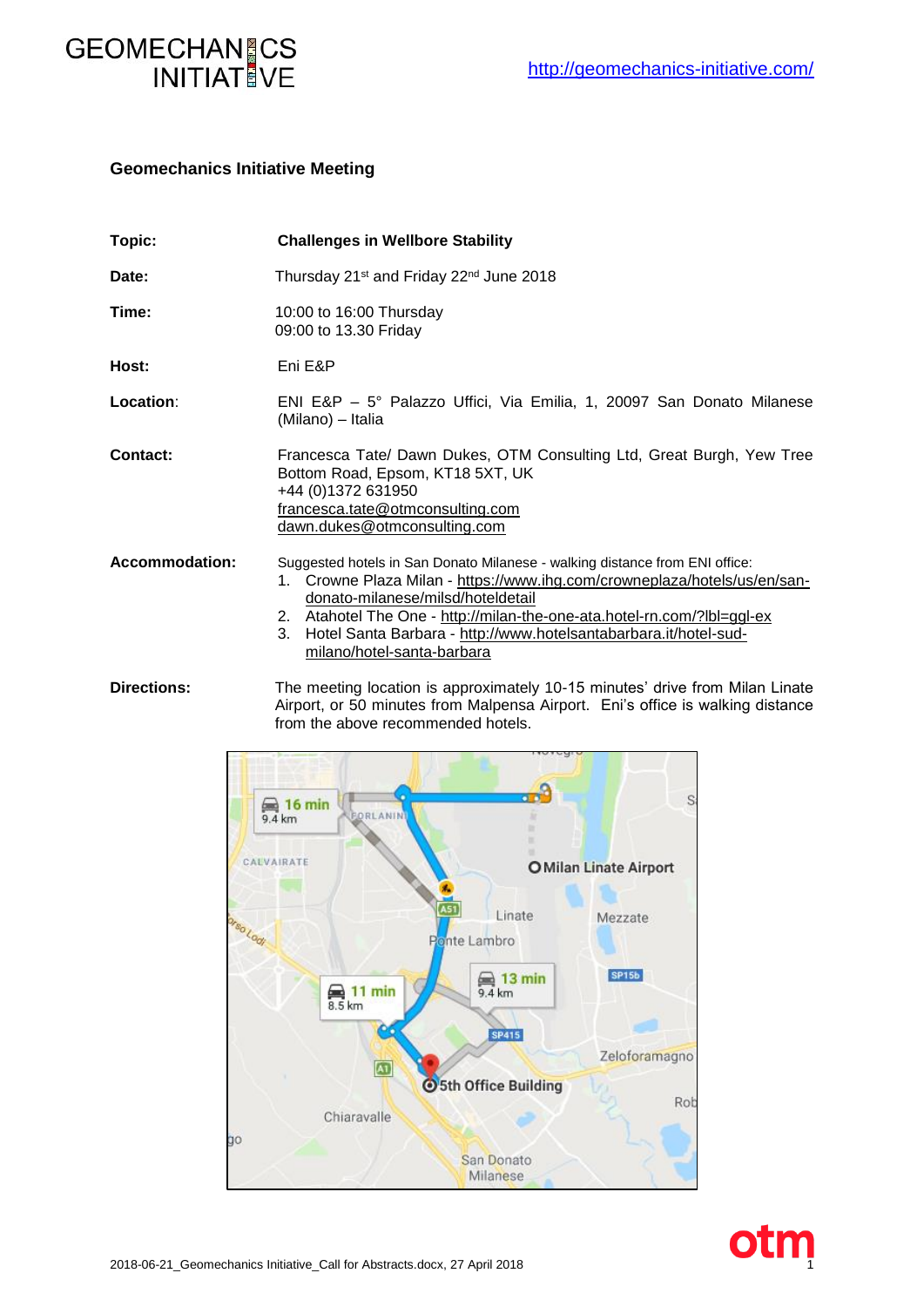GEOMECHANICS INITIATIVE

http://geomechanics-initiative.com/

## Geomechanics Initiative Meeting

| | |
|---|---|
| **Topic:** | **Challenges in Wellbore Stability** |
| **Date:** | Thursday 21st and Friday 22nd June 2018 |
| **Time:** | 10:00 to 16:00 Thursday<br>09:00 to 13.30 Friday |
| **Host:** | Eni E&P |
| **Location:** | ENI E&P – 5° Palazzo Uffici, Via Emilia, 1, 20097 San Donato Milanese (Milano) – Italia |
| **Contact:** | Francesca Tate/ Dawn Dukes, OTM Consulting Ltd, Great Burgh, Yew Tree Bottom Road, Epsom, KT18 5XT, UK<br>+44 (0)1372 631950<br>francesca.tate@otmconsulting.com<br>dawn.dukes@otmconsulting.com |
| **Accommodation:** | Suggested hotels in San Donato Milanese - walking distance from ENI office:<br>1. Crowne Plaza Milan - https://www.ihg.com/crowneplaza/hotels/us/en/san-donato-milanese/milsd/hoteldetail<br>2. Atahotel The One - http://milan-the-one-ata.hotel-rn.com/?lbl=ggl-ex<br>3. Hotel Santa Barbara - http://www.hotelsantabarbara.it/hotel-sud-milano/hotel-santa-barbara |
| **Directions:** | The meeting location is approximately 10-15 minutes' drive from Milan Linate Airport, or 50 minutes from Malpensa Airport. Eni's office is walking distance from the above recommended hotels. |

16 min
9.4 km
11 min
8.5 km
13 min
9.4 km
Milan Linate Airport
5th Office Building
Linate
Ponte Lambro
Mezzate
Zeloforamagno
Chiaravalle
San Donato Milanese
Calvairate
Forlanini
A51
A1
SP15b
SP415

2018-06-21_Geomechanics Initiative_Call for Abstracts.docx, 27 April 2018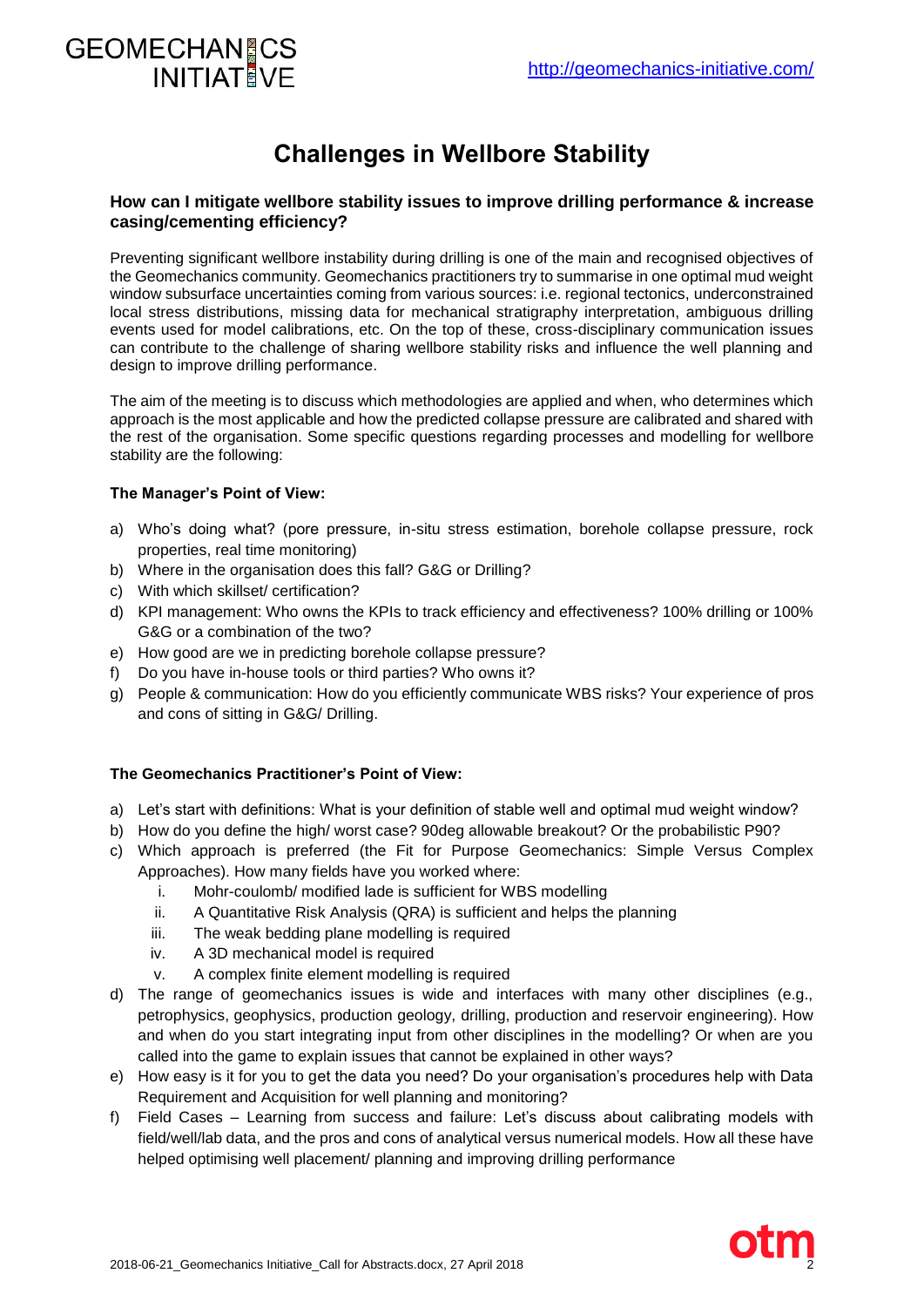# Challenges in Wellbore Stability

### How can I mitigate wellbore stability issues to improve drilling performance & increase casing/cementing efficiency?

Preventing significant wellbore instability during drilling is one of the main and recognised objectives of the Geomechanics community. Geomechanics practitioners try to summarise in one optimal mud weight window subsurface uncertainties coming from various sources: i.e. regional tectonics, underconstrained local stress distributions, missing data for mechanical stratigraphy interpretation, ambiguous drilling events used for model calibrations, etc. On the top of these, cross-disciplinary communication issues can contribute to the challenge of sharing wellbore stability risks and influence the well planning and design to improve drilling performance.

The aim of the meeting is to discuss which methodologies are applied and when, who determines which approach is the most applicable and how the predicted collapse pressure are calibrated and shared with the rest of the organisation. Some specific questions regarding processes and modelling for wellbore stability are the following:

**The Manager's Point of View:**

a) Who's doing what? (pore pressure, in-situ stress estimation, borehole collapse pressure, rock properties, real time monitoring)
b) Where in the organisation does this fall? G&G or Drilling?
c) With which skillset/ certification?
d) KPI management: Who owns the KPIs to track efficiency and effectiveness? 100% drilling or 100% G&G or a combination of the two?
e) How good are we in predicting borehole collapse pressure?
f) Do you have in-house tools or third parties? Who owns it?
g) People & communication: How do you efficiently communicate WBS risks? Your experience of pros and cons of sitting in G&G/ Drilling.

**The Geomechanics Practitioner's Point of View:**

a) Let's start with definitions: What is your definition of stable well and optimal mud weight window?
b) How do you define the high/ worst case? 90deg allowable breakout? Or the probabilistic P90?
c) Which approach is preferred (the Fit for Purpose Geomechanics: Simple Versus Complex Approaches). How many fields have you worked where:
    i. Mohr-coulomb/ modified lade is sufficient for WBS modelling
    ii. A Quantitative Risk Analysis (QRA) is sufficient and helps the planning
    iii. The weak bedding plane modelling is required
    iv. A 3D mechanical model is required
    v. A complex finite element modelling is required
d) The range of geomechanics issues is wide and interfaces with many other disciplines (e.g., petrophysics, geophysics, production geology, drilling, production and reservoir engineering). How and when do you start integrating input from other disciplines in the modelling? Or when are you called into the game to explain issues that cannot be explained in other ways?
e) How easy is it for you to get the data you need? Do your organisation's procedures help with Data Requirement and Acquisition for well planning and monitoring?
f) Field Cases – Learning from success and failure: Let's discuss about calibrating models with field/well/lab data, and the pros and cons of analytical versus numerical models. How all these have helped optimising well placement/ planning and improving drilling performance